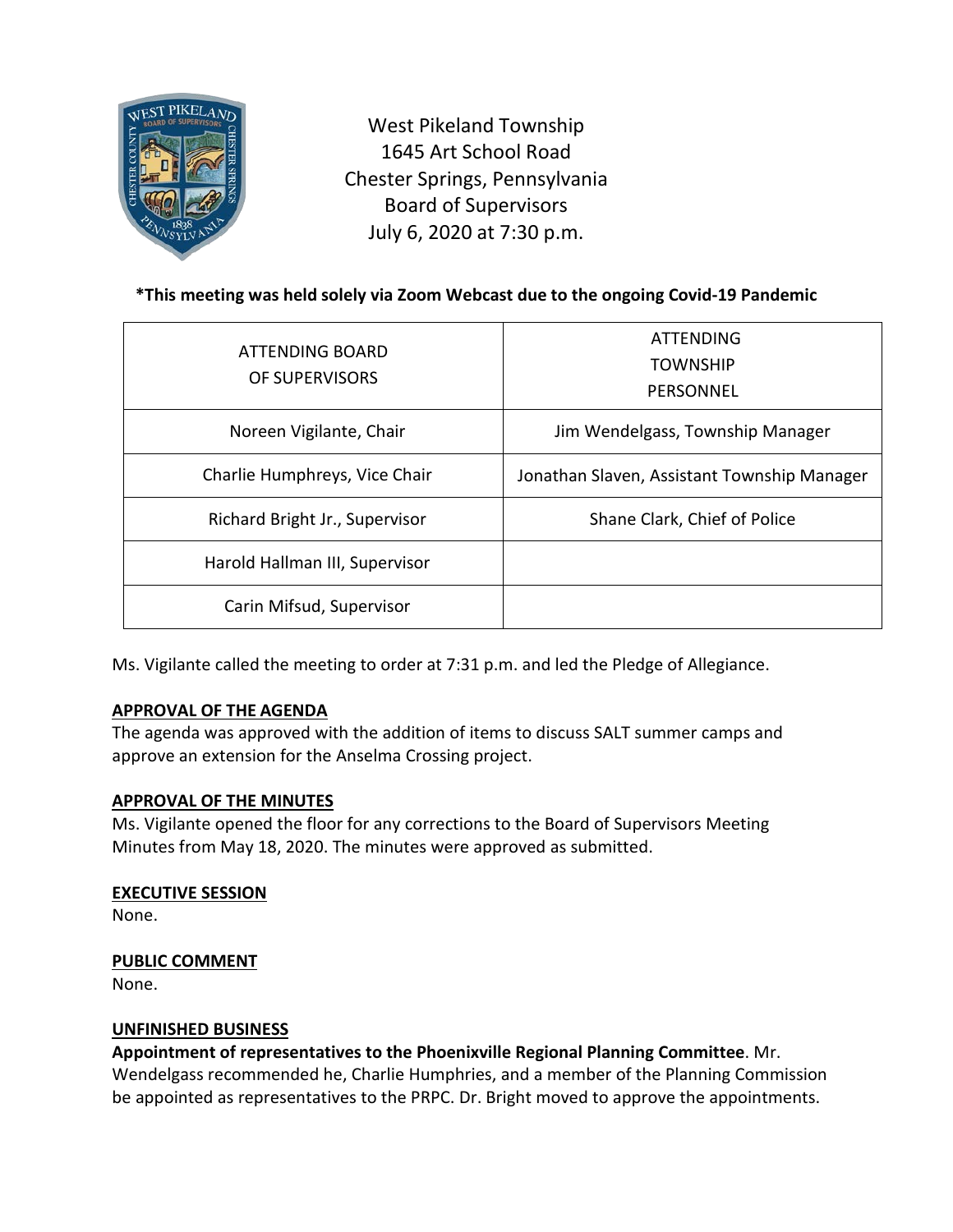West Pikeland Township
1645 Art School Road
Chester Springs, Pennsylvania
Board of Supervisors
July 6, 2020 at 7:30 p.m.

**\*This meeting was held solely via Zoom Webcast due to the ongoing Covid-19 Pandemic**

| ATTENDING BOARD OF SUPERVISORS | ATTENDING TOWNSHIP PERSONNEL |
|---|---|
| Noreen Vigilante, Chair | Jim Wendelgass, Township Manager |
| Charlie Humphreys, Vice Chair | Jonathan Slaven, Assistant Township Manager |
| Richard Bright Jr., Supervisor | Shane Clark, Chief of Police |
| Harold Hallman III, Supervisor | |
| Carin Mifsud, Supervisor | |

Ms. Vigilante called the meeting to order at 7:31 p.m. and led the Pledge of Allegiance.

**APPROVAL OF THE AGENDA**

The agenda was approved with the addition of items to discuss SALT summer camps and approve an extension for the Anselma Crossing project.

**APPROVAL OF THE MINUTES**

Ms. Vigilante opened the floor for any corrections to the Board of Supervisors Meeting Minutes from May 18, 2020. The minutes were approved as submitted.

**EXECUTIVE SESSION**

None.

**PUBLIC COMMENT**

None.

**UNFINISHED BUSINESS**

**Appointment of representatives to the Phoenixville Regional Planning Committee**. Mr. Wendelgass recommended he, Charlie Humphries, and a member of the Planning Commission be appointed as representatives to the PRPC. Dr. Bright moved to approve the appointments.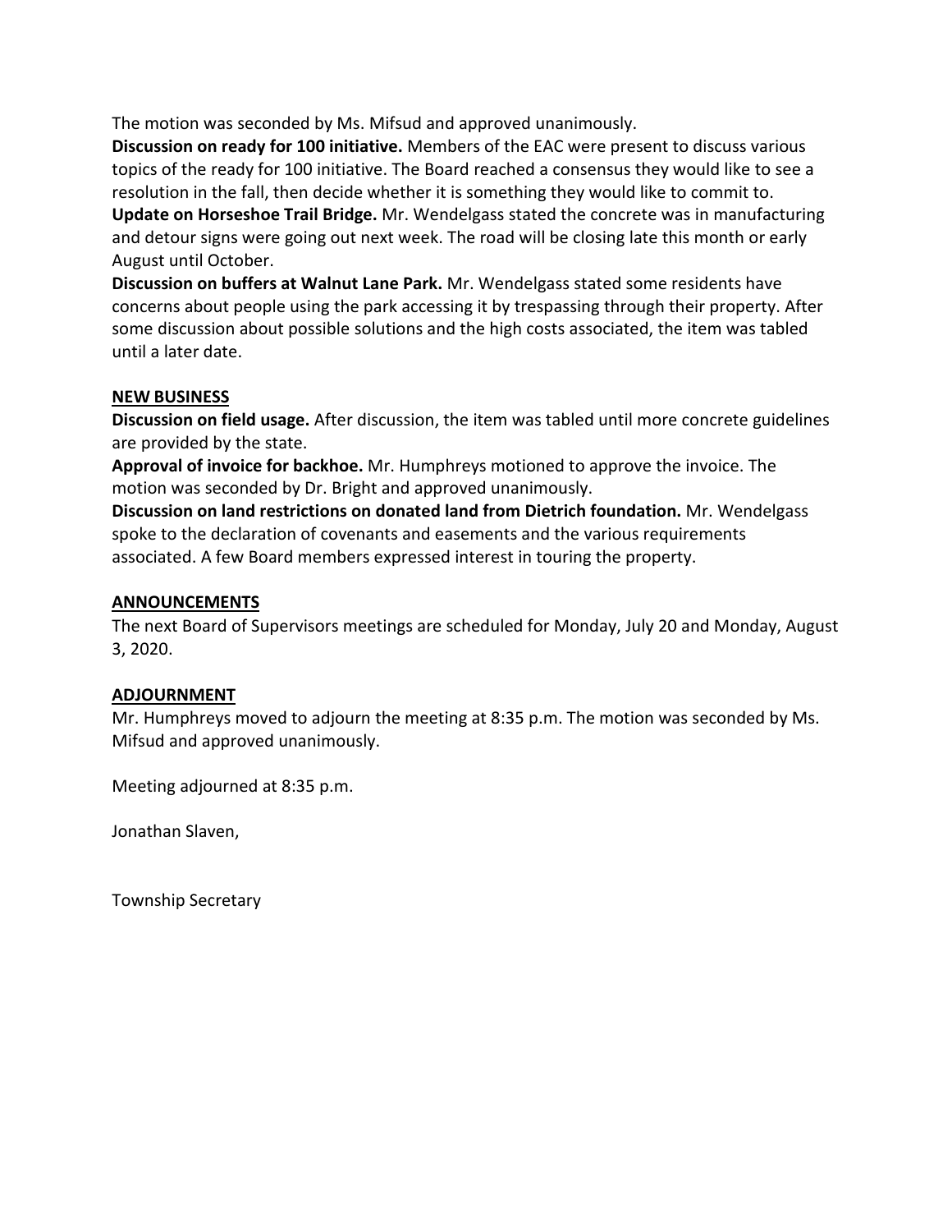The motion was seconded by Ms. Mifsud and approved unanimously.

**Discussion on ready for 100 initiative.** Members of the EAC were present to discuss various topics of the ready for 100 initiative. The Board reached a consensus they would like to see a resolution in the fall, then decide whether it is something they would like to commit to.

**Update on Horseshoe Trail Bridge.** Mr. Wendelgass stated the concrete was in manufacturing and detour signs were going out next week. The road will be closing late this month or early August until October.

**Discussion on buffers at Walnut Lane Park.** Mr. Wendelgass stated some residents have concerns about people using the park accessing it by trespassing through their property. After some discussion about possible solutions and the high costs associated, the item was tabled until a later date.

## NEW BUSINESS

**Discussion on field usage.** After discussion, the item was tabled until more concrete guidelines are provided by the state.

**Approval of invoice for backhoe.** Mr. Humphreys motioned to approve the invoice. The motion was seconded by Dr. Bright and approved unanimously.

**Discussion on land restrictions on donated land from Dietrich foundation.** Mr. Wendelgass spoke to the declaration of covenants and easements and the various requirements associated. A few Board members expressed interest in touring the property.

## ANNOUNCEMENTS

The next Board of Supervisors meetings are scheduled for Monday, July 20 and Monday, August 3, 2020.

## ADJOURNMENT

Mr. Humphreys moved to adjourn the meeting at 8:35 p.m. The motion was seconded by Ms. Mifsud and approved unanimously.

Meeting adjourned at 8:35 p.m.

Jonathan Slaven,

Township Secretary